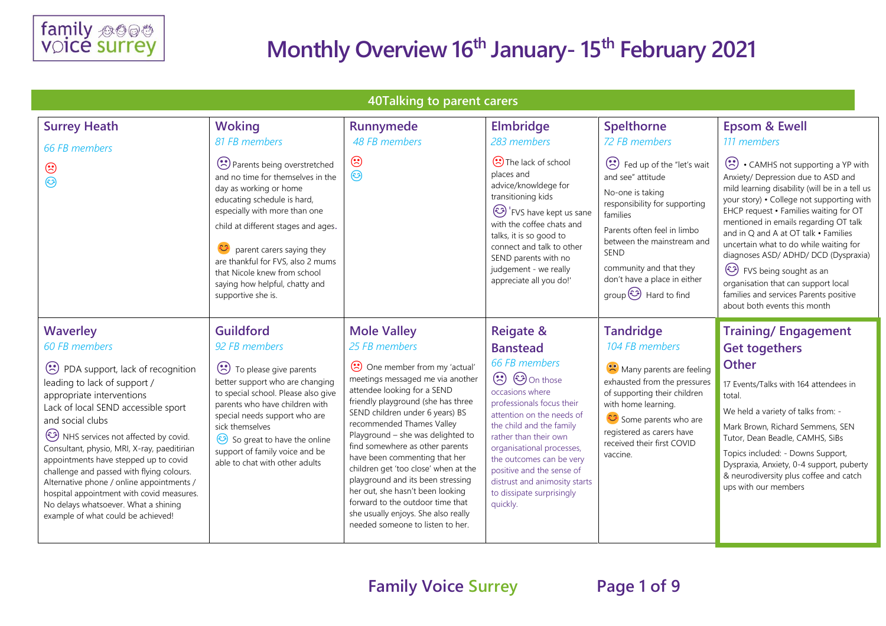# Monthly Overview 16th January- 15th February 2021

## 40Talking to parent carers

### Surrey Heath

*66 FB members*

☹
☺

### Woking

*81 FB members*

☹ Parents being overstretched and no time for themselves in the day as working or home educating schedule is hard, especially with more than one child at different stages and ages.

☺ parent carers saying they are thankful for FVS, also 2 mums that Nicole knew from school saying how helpful, chatty and supportive she is.

### Runnymede

*48 FB members*

☹
☺

### Elmbridge

*283 members*

☹ The lack of school places and advice/knowldege for transitioning kids

☺ 'FVS have kept us sane with the coffee chats and talks, it is so good to connect and talk to other SEND parents with no judgement - we really appreciate all you do!'

### Spelthorne

*72 FB members*

☹ Fed up of the "let's wait and see" attitude

No-one is taking responsibility for supporting families

Parents often feel in limbo between the mainstream and SEND

community and that they don't have a place in either group ☺ Hard to find

### Epsom & Ewell

*111 members*

☹ • CAMHS not supporting a YP with Anxiety/ Depression due to ASD and mild learning disability (will be in a tell us your story) • College not supporting with EHCP request • Families waiting for OT mentioned in emails regarding OT talk and in Q and A at OT talk • Families uncertain what to do while waiting for diagnoses ASD/ ADHD/ DCD (Dyspraxia)

☺ FVS being sought as an organisation that can support local families and services Parents positive about both events this month

### Waverley

*60 FB members*

☹ PDA support, lack of recognition leading to lack of support / appropriate interventions
Lack of local SEND accessible sport and social clubs

☺ NHS services not affected by covid. Consultant, physio, MRI, X-ray, paeditirian appointments have stepped up to covid challenge and passed with flying colours. Alternative phone / online appointments / hospital appointment with covid measures. No delays whatsoever. What a shining example of what could be achieved!

### Guildford

*92 FB members*

☹ To please give parents better support who are changing to special school. Please also give parents who have children with special needs support who are sick themselves

☺ So great to have the online support of family voice and be able to chat with other adults

### Mole Valley

*25 FB members*

☹ One member from my 'actual' meetings messaged me via another attendee looking for a SEND friendly playground (she has three SEND children under 6 years) BS recommended Thames Valley Playground – she was delighted to find somewhere as other parents have been commenting that her children get 'too close' when at the playground and its been stressing her out, she hasn't been looking forward to the outdoor time that she usually enjoys. She also really needed someone to listen to her.

### Reigate & Banstead

*66 FB members*

☹ ☺ On those occasions where professionals focus their attention on the needs of the child and the family rather than their own organisational processes, the outcomes can be very positive and the sense of distrust and animosity starts to dissipate surprisingly quickly.

### Tandridge

*104 FB members*

☹ Many parents are feeling exhausted from the pressures of supporting their children with home learning.

☺ Some parents who are registered as carers have received their first COVID vaccine.

### Training/ Engagement Get togethers Other

17 Events/Talks with 164 attendees in total.

We held a variety of talks from: -

Mark Brown, Richard Semmens, SEN Tutor, Dean Beadle, CAMHS, SiBs

Topics included: - Downs Support, Dyspraxia, Anxiety, 0-4 support, puberty & neurodiversity plus coffee and catch ups with our members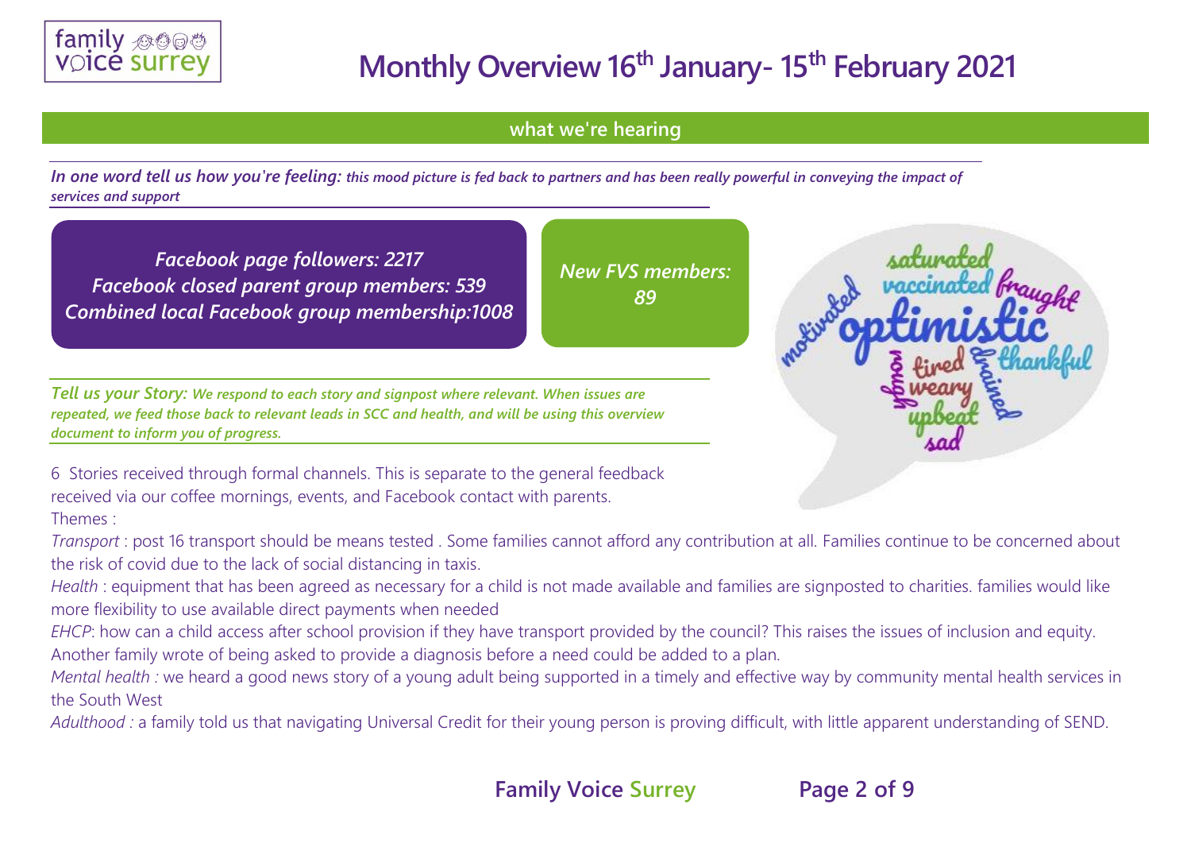# Monthly Overview 16th January- 15th February 2021

## what we're hearing

***In one word tell us how you're feeling:*** ***this mood picture is fed back to partners and has been really powerful in conveying the impact of services and support***

*Facebook page followers: 2217*
*Facebook closed parent group members: 539*
*Combined local Facebook group membership:1008*

*New FVS members: 89*

***Tell us your Story:*** ***We respond to each story and signpost where relevant. When issues are repeated, we feed those back to relevant leads in SCC and health, and will be using this overview document to inform you of progress.***

6 Stories received through formal channels. This is separate to the general feedback received via our coffee mornings, events, and Facebook contact with parents.

Themes :

*Transport* : post 16 transport should be means tested . Some families cannot afford any contribution at all. Families continue to be concerned about the risk of covid due to the lack of social distancing in taxis.

*Health* : equipment that has been agreed as necessary for a child is not made available and families are signposted to charities. families would like more flexibility to use available direct payments when needed

*EHCP*: how can a child access after school provision if they have transport provided by the council? This raises the issues of inclusion and equity. Another family wrote of being asked to provide a diagnosis before a need could be added to a plan.

*Mental health :* we heard a good news story of a young adult being supported in a timely and effective way by community mental health services in the South West

*Adulthood :* a family told us that navigating Universal Credit for their young person is proving difficult, with little apparent understanding of SEND.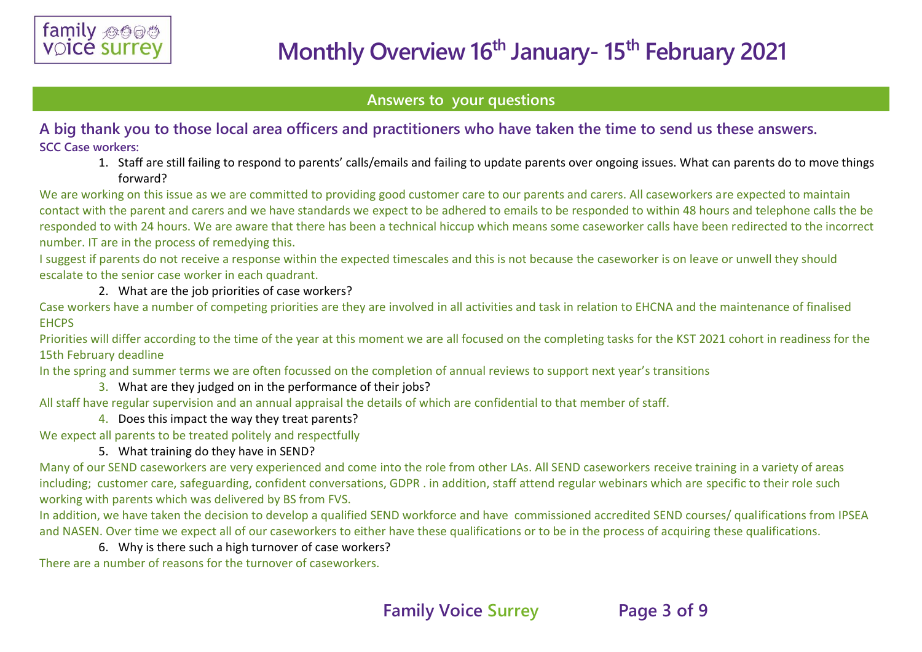# Monthly Overview 16th January- 15th February 2021

## Answers to your questions

### A big thank you to those local area officers and practitioners who have taken the time to send us these answers.

**SCC Case workers:**

1. Staff are still failing to respond to parents' calls/emails and failing to update parents over ongoing issues. What can parents do to move things forward?

We are working on this issue as we are committed to providing good customer care to our parents and carers. All caseworkers are expected to maintain contact with the parent and carers and we have standards we expect to be adhered to emails to be responded to within 48 hours and telephone calls the be responded to with 24 hours. We are aware that there has been a technical hiccup which means some caseworker calls have been redirected to the incorrect number. IT are in the process of remedying this.

I suggest if parents do not receive a response within the expected timescales and this is not because the caseworker is on leave or unwell they should escalate to the senior case worker in each quadrant.

2. What are the job priorities of case workers?

Case workers have a number of competing priorities are they are involved in all activities and task in relation to EHCNA and the maintenance of finalised EHCPS

Priorities will differ according to the time of the year at this moment we are all focused on the completing tasks for the KST 2021 cohort in readiness for the 15th February deadline

In the spring and summer terms we are often focussed on the completion of annual reviews to support next year's transitions

3. What are they judged on in the performance of their jobs?

All staff have regular supervision and an annual appraisal the details of which are confidential to that member of staff.

4. Does this impact the way they treat parents?

We expect all parents to be treated politely and respectfully

5. What training do they have in SEND?

Many of our SEND caseworkers are very experienced and come into the role from other LAs. All SEND caseworkers receive training in a variety of areas including; customer care, safeguarding, confident conversations, GDPR . in addition, staff attend regular webinars which are specific to their role such working with parents which was delivered by BS from FVS.

In addition, we have taken the decision to develop a qualified SEND workforce and have commissioned accredited SEND courses/ qualifications from IPSEA and NASEN. Over time we expect all of our caseworkers to either have these qualifications or to be in the process of acquiring these qualifications.

6. Why is there such a high turnover of case workers?

There are a number of reasons for the turnover of caseworkers.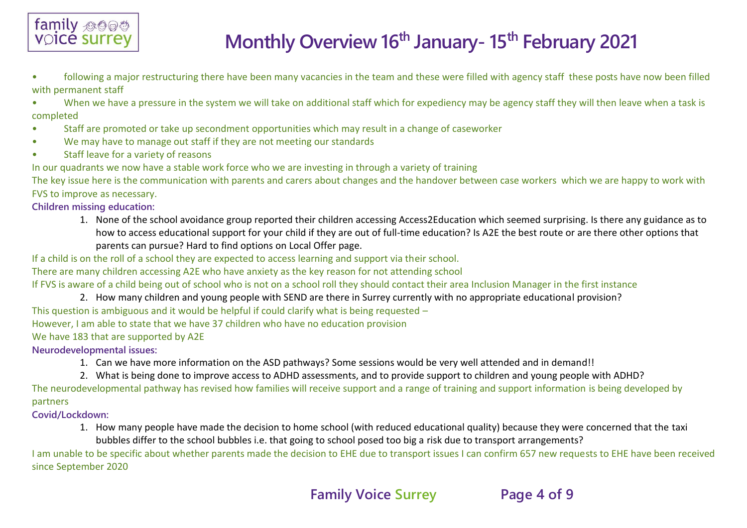- following a major restructuring there have been many vacancies in the team and these were filled with agency staff these posts have now been filled with permanent staff
- When we have a pressure in the system we will take on additional staff which for expediency may be agency staff they will then leave when a task is completed
- Staff are promoted or take up secondment opportunities which may result in a change of caseworker
- We may have to manage out staff if they are not meeting our standards
- Staff leave for a variety of reasons

In our quadrants we now have a stable work force who we are investing in through a variety of training

The key issue here is the communication with parents and carers about changes and the handover between case workers which we are happy to work with FVS to improve as necessary.

**Children missing education:**

1. None of the school avoidance group reported their children accessing Access2Education which seemed surprising. Is there any guidance as to how to access educational support for your child if they are out of full-time education? Is A2E the best route or are there other options that parents can pursue? Hard to find options on Local Offer page.

If a child is on the roll of a school they are expected to access learning and support via their school.

There are many children accessing A2E who have anxiety as the key reason for not attending school

If FVS is aware of a child being out of school who is not on a school roll they should contact their area Inclusion Manager in the first instance

2. How many children and young people with SEND are there in Surrey currently with no appropriate educational provision?

This question is ambiguous and it would be helpful if could clarify what is being requested –

However, I am able to state that we have 37 children who have no education provision

We have 183 that are supported by A2E

**Neurodevelopmental issues:**

1. Can we have more information on the ASD pathways? Some sessions would be very well attended and in demand!!
2. What is being done to improve access to ADHD assessments, and to provide support to children and young people with ADHD?

The neurodevelopmental pathway has revised how families will receive support and a range of training and support information is being developed by partners

**Covid/Lockdown:**

1. How many people have made the decision to home school (with reduced educational quality) because they were concerned that the taxi bubbles differ to the school bubbles i.e. that going to school posed too big a risk due to transport arrangements?

I am unable to be specific about whether parents made the decision to EHE due to transport issues I can confirm 657 new requests to EHE have been received since September 2020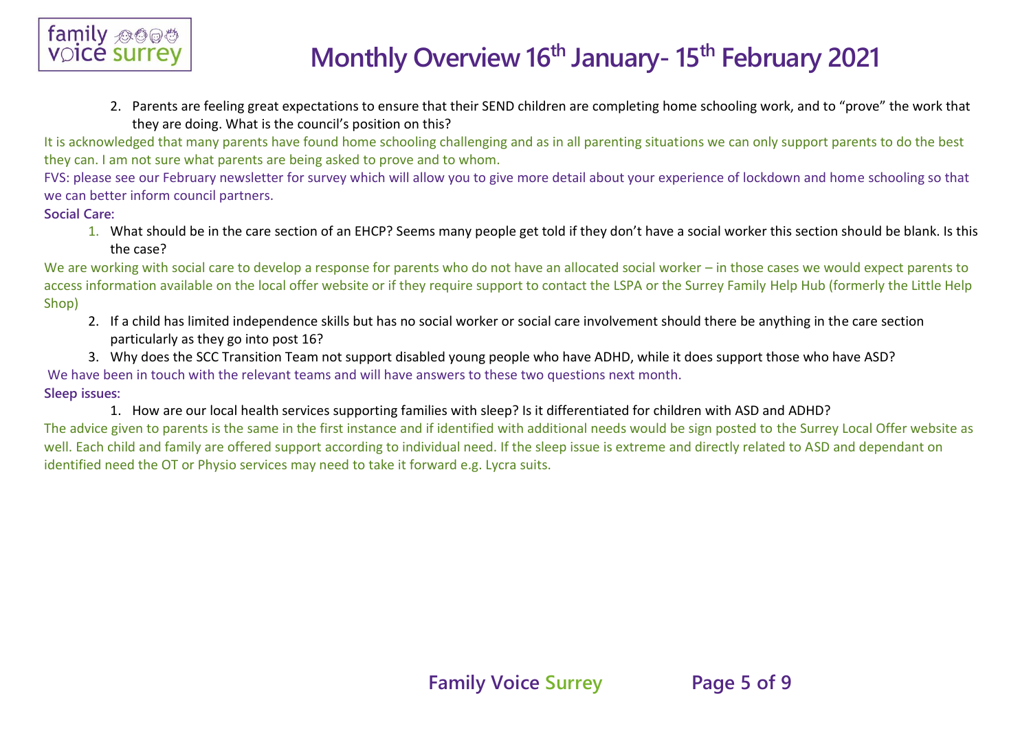2. Parents are feeling great expectations to ensure that their SEND children are completing home schooling work, and to "prove" the work that they are doing. What is the council's position on this?

It is acknowledged that many parents have found home schooling challenging and as in all parenting situations we can only support parents to do the best they can. I am not sure what parents are being asked to prove and to whom.

FVS: please see our February newsletter for survey which will allow you to give more detail about your experience of lockdown and home schooling so that we can better inform council partners.

**Social Care:**

1. What should be in the care section of an EHCP? Seems many people get told if they don't have a social worker this section should be blank. Is this the case?

We are working with social care to develop a response for parents who do not have an allocated social worker – in those cases we would expect parents to access information available on the local offer website or if they require support to contact the LSPA or the Surrey Family Help Hub (formerly the Little Help Shop)

2. If a child has limited independence skills but has no social worker or social care involvement should there be anything in the care section particularly as they go into post 16?
3. Why does the SCC Transition Team not support disabled young people who have ADHD, while it does support those who have ASD?

We have been in touch with the relevant teams and will have answers to these two questions next month.

**Sleep issues:**

1. How are our local health services supporting families with sleep? Is it differentiated for children with ASD and ADHD?

The advice given to parents is the same in the first instance and if identified with additional needs would be sign posted to the Surrey Local Offer website as well. Each child and family are offered support according to individual need. If the sleep issue is extreme and directly related to ASD and dependant on identified need the OT or Physio services may need to take it forward e.g. Lycra suits.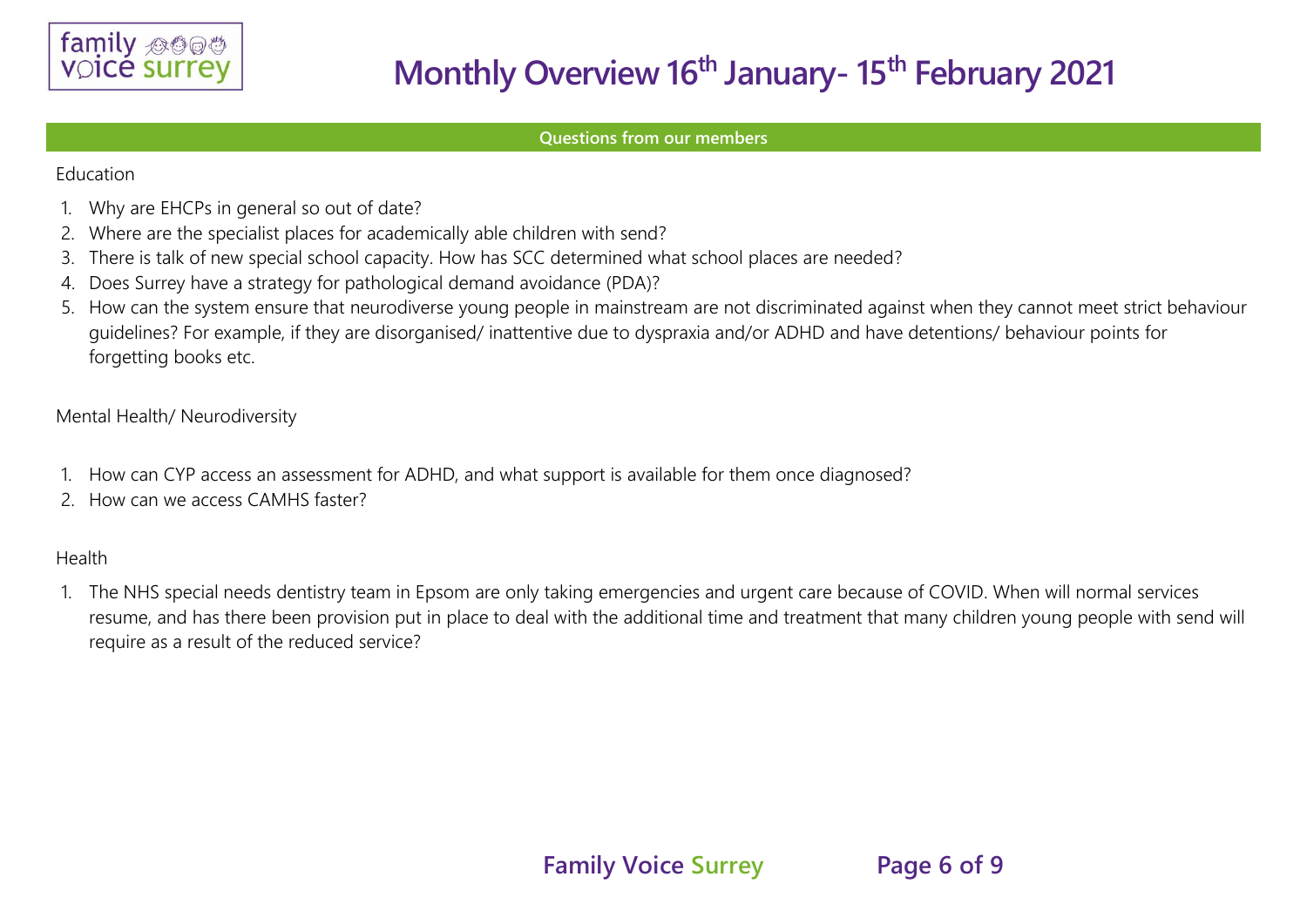# Monthly Overview 16th January- 15th February 2021

## Questions from our members

Education

1. Why are EHCPs in general so out of date?
2. Where are the specialist places for academically able children with send?
3. There is talk of new special school capacity. How has SCC determined what school places are needed?
4. Does Surrey have a strategy for pathological demand avoidance (PDA)?
5. How can the system ensure that neurodiverse young people in mainstream are not discriminated against when they cannot meet strict behaviour guidelines? For example, if they are disorganised/ inattentive due to dyspraxia and/or ADHD and have detentions/ behaviour points for forgetting books etc.

Mental Health/ Neurodiversity

1. How can CYP access an assessment for ADHD, and what support is available for them once diagnosed?
2. How can we access CAMHS faster?

Health

1. The NHS special needs dentistry team in Epsom are only taking emergencies and urgent care because of COVID. When will normal services resume, and has there been provision put in place to deal with the additional time and treatment that many children young people with send will require as a result of the reduced service?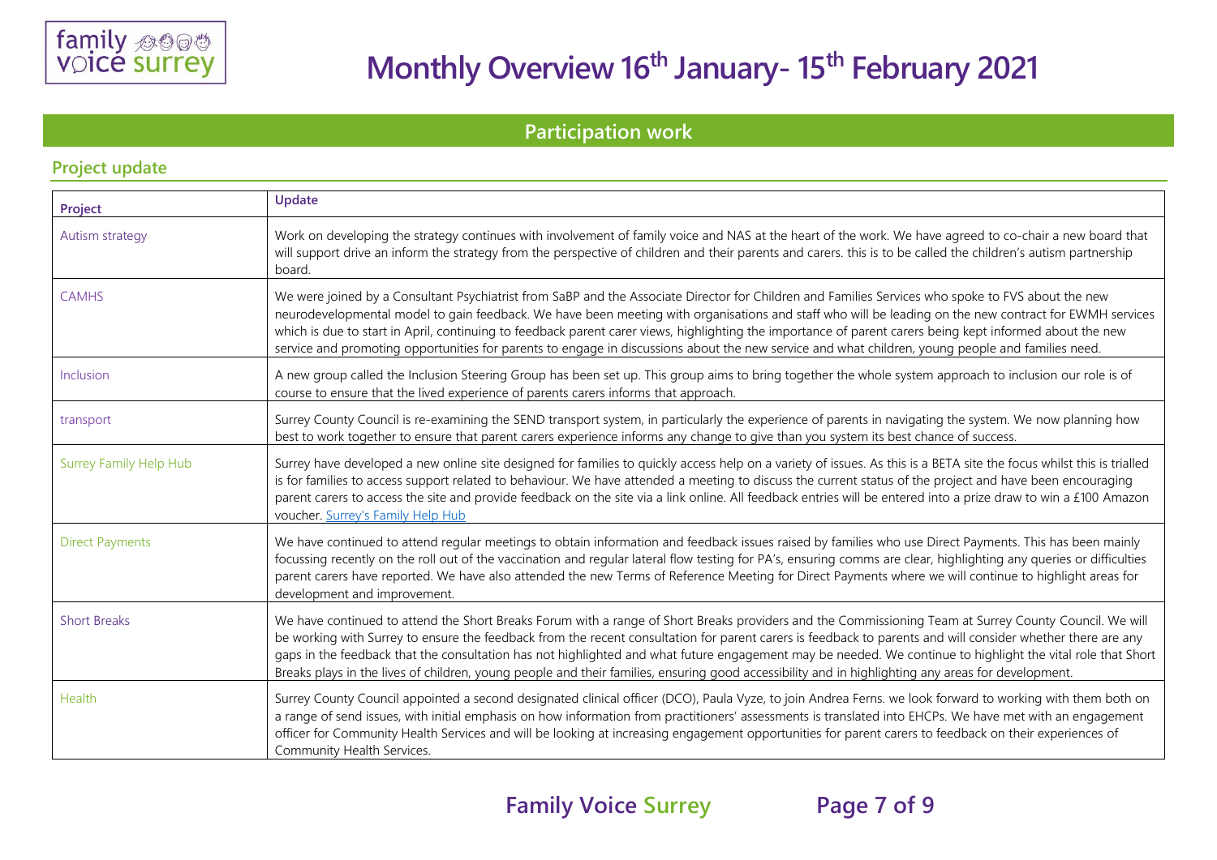# Monthly Overview 16th January- 15th February 2021

## Participation work

### Project update

| Project | Update |
|---|---|
| Autism strategy | Work on developing the strategy continues with involvement of family voice and NAS at the heart of the work. We have agreed to co-chair a new board that will support drive an inform the strategy from the perspective of children and their parents and carers. this is to be called the children's autism partnership board. |
| CAMHS | We were joined by a Consultant Psychiatrist from SaBP and the Associate Director for Children and Families Services who spoke to FVS about the new neurodevelopmental model to gain feedback. We have been meeting with organisations and staff who will be leading on the new contract for EWMH services which is due to start in April, continuing to feedback parent carer views, highlighting the importance of parent carers being kept informed about the new service and promoting opportunities for parents to engage in discussions about the new service and what children, young people and families need. |
| Inclusion | A new group called the Inclusion Steering Group has been set up. This group aims to bring together the whole system approach to inclusion our role is of course to ensure that the lived experience of parents carers informs that approach. |
| transport | Surrey County Council is re-examining the SEND transport system, in particularly the experience of parents in navigating the system. We now planning how best to work together to ensure that parent carers experience informs any change to give than you system its best chance of success. |
| Surrey Family Help Hub | Surrey have developed a new online site designed for families to quickly access help on a variety of issues. As this is a BETA site the focus whilst this is trialled is for families to access support related to behaviour. We have attended a meeting to discuss the current status of the project and have been encouraging parent carers to access the site and provide feedback on the site via a link online. All feedback entries will be entered into a prize draw to win a £100 Amazon voucher. Surrey's Family Help Hub |
| Direct Payments | We have continued to attend regular meetings to obtain information and feedback issues raised by families who use Direct Payments. This has been mainly focussing recently on the roll out of the vaccination and regular lateral flow testing for PA's, ensuring comms are clear, highlighting any queries or difficulties parent carers have reported. We have also attended the new Terms of Reference Meeting for Direct Payments where we will continue to highlight areas for development and improvement. |
| Short Breaks | We have continued to attend the Short Breaks Forum with a range of Short Breaks providers and the Commissioning Team at Surrey County Council. We will be working with Surrey to ensure the feedback from the recent consultation for parent carers is feedback to parents and will consider whether there are any gaps in the feedback that the consultation has not highlighted and what future engagement may be needed. We continue to highlight the vital role that Short Breaks plays in the lives of children, young people and their families, ensuring good accessibility and in highlighting any areas for development. |
| Health | Surrey County Council appointed a second designated clinical officer (DCO), Paula Vyze, to join Andrea Ferns. we look forward to working with them both on a range of send issues, with initial emphasis on how information from practitioners' assessments is translated into EHCPs. We have met with an engagement officer for Community Health Services and will be looking at increasing engagement opportunities for parent carers to feedback on their experiences of Community Health Services. |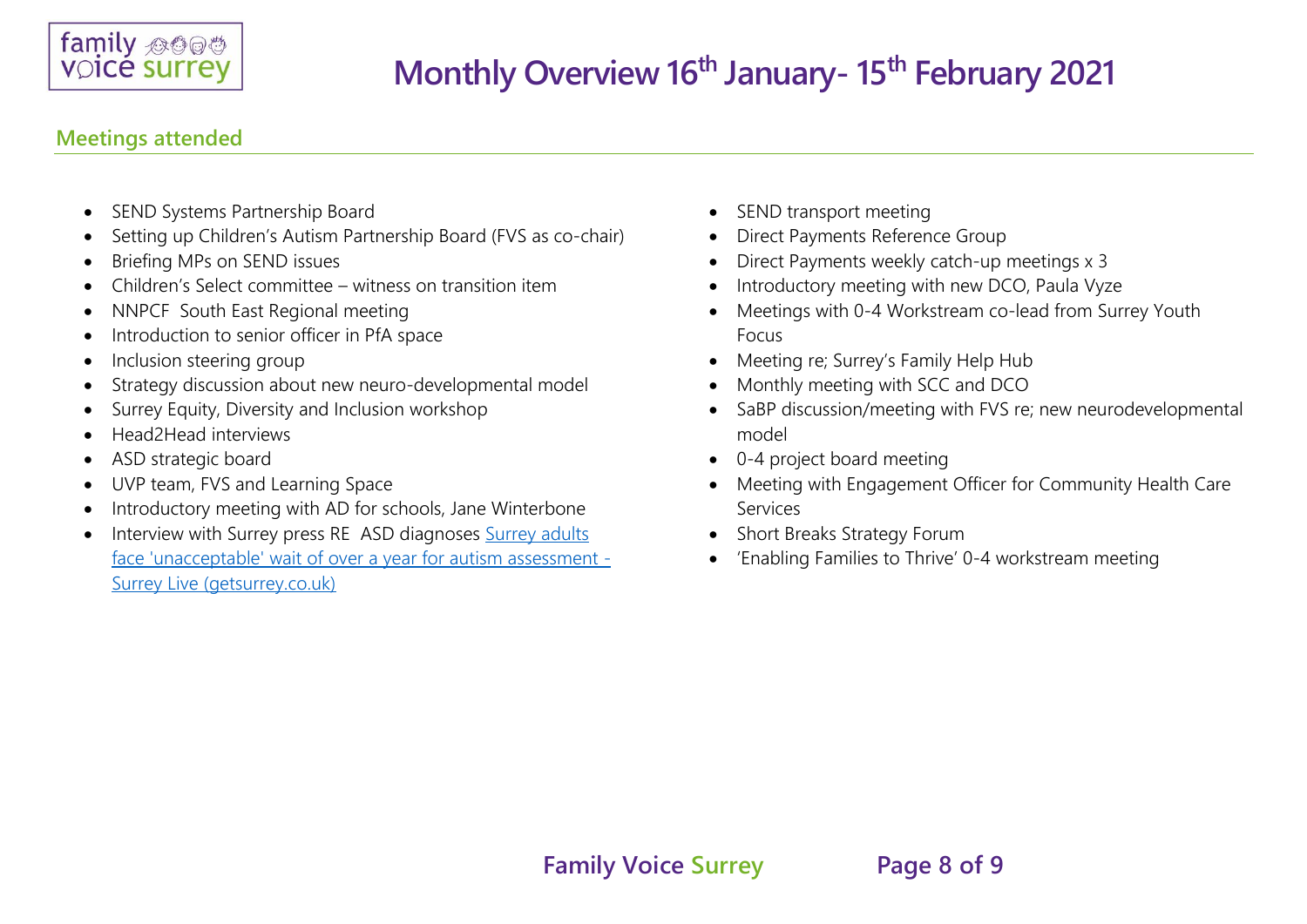# Monthly Overview 16th January- 15th February 2021

## Meetings attended

- SEND Systems Partnership Board
- Setting up Children's Autism Partnership Board (FVS as co-chair)
- Briefing MPs on SEND issues
- Children's Select committee – witness on transition item
- NNPCF South East Regional meeting
- Introduction to senior officer in PfA space
- Inclusion steering group
- Strategy discussion about new neuro-developmental model
- Surrey Equity, Diversity and Inclusion workshop
- Head2Head interviews
- ASD strategic board
- UVP team, FVS and Learning Space
- Introductory meeting with AD for schools, Jane Winterbone
- Interview with Surrey press RE ASD diagnoses [Surrey adults face 'unacceptable' wait of over a year for autism assessment - Surrey Live (getsurrey.co.uk)]
- SEND transport meeting
- Direct Payments Reference Group
- Direct Payments weekly catch-up meetings x 3
- Introductory meeting with new DCO, Paula Vyze
- Meetings with 0-4 Workstream co-lead from Surrey Youth Focus
- Meeting re; Surrey's Family Help Hub
- Monthly meeting with SCC and DCO
- SaBP discussion/meeting with FVS re; new neurodevelopmental model
- 0-4 project board meeting
- Meeting with Engagement Officer for Community Health Care Services
- Short Breaks Strategy Forum
- 'Enabling Families to Thrive' 0-4 workstream meeting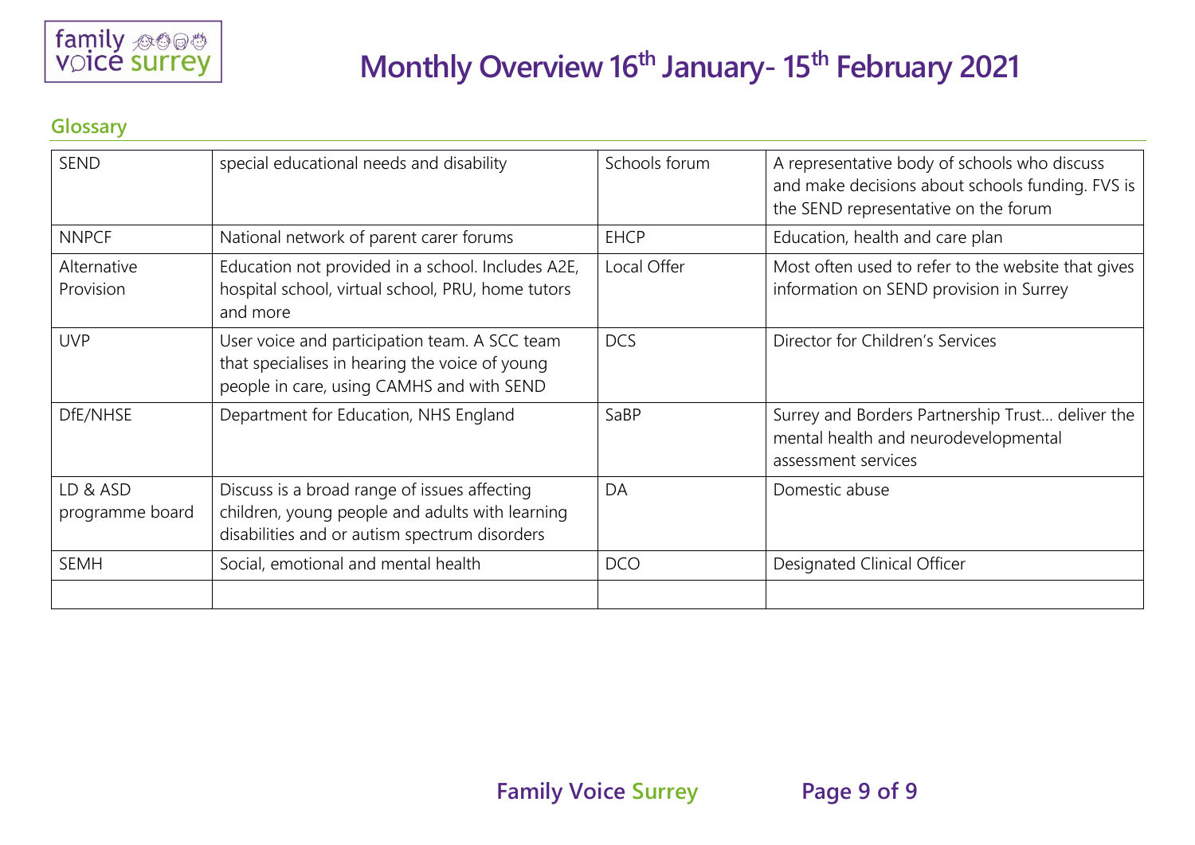# Monthly Overview 16th January- 15th February 2021

## Glossary

| | | | |
|---|---|---|---|
| SEND | special educational needs and disability | Schools forum | A representative body of schools who discuss and make decisions about schools funding. FVS is the SEND representative on the forum |
| NNPCF | National network of parent carer forums | EHCP | Education, health and care plan |
| Alternative Provision | Education not provided in a school. Includes A2E, hospital school, virtual school, PRU, home tutors and more | Local Offer | Most often used to refer to the website that gives information on SEND provision in Surrey |
| UVP | User voice and participation team. A SCC team that specialises in hearing the voice of young people in care, using CAMHS and with SEND | DCS | Director for Children's Services |
| DfE/NHSE | Department for Education, NHS England | SaBP | Surrey and Borders Partnership Trust… deliver the mental health and neurodevelopmental assessment services |
| LD & ASD programme board | Discuss is a broad range of issues affecting children, young people and adults with learning disabilities and or autism spectrum disorders | DA | Domestic abuse |
| SEMH | Social, emotional and mental health | DCO | Designated Clinical Officer |
| | | | |